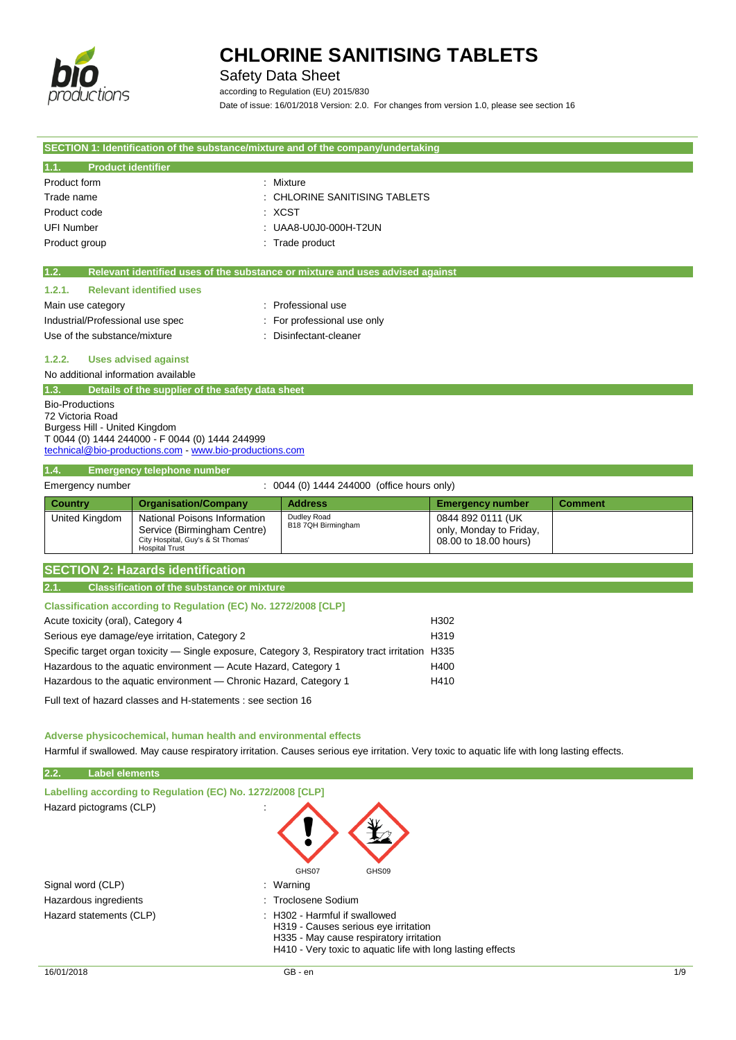# CHLORINE SANITISING TABLETS

Safety Data Sheet

according to Regulation (EU) 2015/830

Date of issue: 16/01/2018 Version: 2.0. For changes from version 1.0, please see section 16

## SECTION 1: Identification of the substance/mixture and of the company/undertaking

### 1.1. Product identifier

Product form : Mixture

Trade name : CHLORINE SANITISING TABLETS

Product code : XCST

UFI Number : UAA8-U0J0-000H-T2UN

Product group : Trade product

### 1.2. Relevant identified uses of the substance or mixture and uses advised against

#### 1.2.1. Relevant identified uses

Main use category : Professional use

Industrial/Professional use spec : For professional use only

Use of the substance/mixture : Disinfectant-cleaner

#### 1.2.2. Uses advised against

No additional information available

### 1.3. Details of the supplier of the safety data sheet

Bio-Productions
72 Victoria Road
Burgess Hill - United Kingdom
T 0044 (0) 1444 244000 - F 0044 (0) 1444 244999
technical@bio-productions.com - www.bio-productions.com

### 1.4. Emergency telephone number

Emergency number : 0044 (0) 1444 244000 (office hours only)

| Country | Organisation/Company | Address | Emergency number | Comment |
|---|---|---|---|---|
| United Kingdom | National Poisons Information Service (Birmingham Centre) City Hospital, Guy's & St Thomas' Hospital Trust | Dudley Road B18 7QH Birmingham | 0844 892 0111 (UK only, Monday to Friday, 08.00 to 18.00 hours) | |

## SECTION 2: Hazards identification

### 2.1. Classification of the substance or mixture

**Classification according to Regulation (EC) No. 1272/2008 [CLP]**

| | |
|---|---|
| Acute toxicity (oral), Category 4 | H302 |
| Serious eye damage/eye irritation, Category 2 | H319 |
| Specific target organ toxicity — Single exposure, Category 3, Respiratory tract irritation | H335 |
| Hazardous to the aquatic environment — Acute Hazard, Category 1 | H400 |
| Hazardous to the aquatic environment — Chronic Hazard, Category 1 | H410 |

Full text of hazard classes and H-statements : see section 16

**Adverse physicochemical, human health and environmental effects**

Harmful if swallowed. May cause respiratory irritation. Causes serious eye irritation. Very toxic to aquatic life with long lasting effects.

### 2.2. Label elements

**Labelling according to Regulation (EC) No. 1272/2008 [CLP]**

Hazard pictograms (CLP) :

GHS07 GHS09

Signal word (CLP) : Warning

Hazardous ingredients : Troclosene Sodium

Hazard statements (CLP) : H302 - Harmful if swallowed
H319 - Causes serious eye irritation
H335 - May cause respiratory irritation
H410 - Very toxic to aquatic life with long lasting effects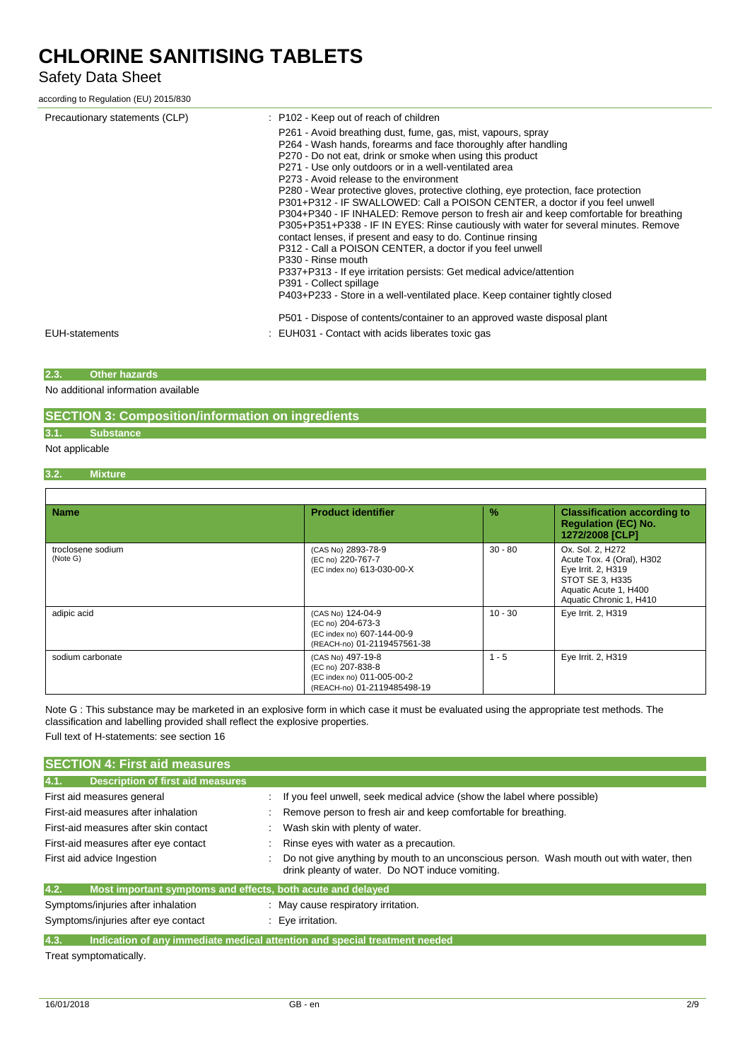| | |
|---|---|
| Precautionary statements (CLP) | : P102 - Keep out of reach of children<br>P261 - Avoid breathing dust, fume, gas, mist, vapours, spray<br>P264 - Wash hands, forearms and face thoroughly after handling<br>P270 - Do not eat, drink or smoke when using this product<br>P271 - Use only outdoors or in a well-ventilated area<br>P273 - Avoid release to the environment<br>P280 - Wear protective gloves, protective clothing, eye protection, face protection<br>P301+P312 - IF SWALLOWED: Call a POISON CENTER, a doctor if you feel unwell<br>P304+P340 - IF INHALED: Remove person to fresh air and keep comfortable for breathing<br>P305+P351+P338 - IF IN EYES: Rinse cautiously with water for several minutes. Remove contact lenses, if present and easy to do. Continue rinsing<br>P312 - Call a POISON CENTER, a doctor if you feel unwell<br>P330 - Rinse mouth<br>P337+P313 - If eye irritation persists: Get medical advice/attention<br>P391 - Collect spillage<br>P403+P233 - Store in a well-ventilated place. Keep container tightly closed<br>P501 - Dispose of contents/container to an approved waste disposal plant |
| EUH-statements | : EUH031 - Contact with acids liberates toxic gas |

### 2.3. Other hazards

No additional information available

## SECTION 3: Composition/information on ingredients

### 3.1. Substance

Not applicable

### 3.2. Mixture

| Name | Product identifier | % | Classification according to Regulation (EC) No. 1272/2008 [CLP] |
|---|---|---|---|
| troclosene sodium (Note G) | (CAS No) 2893-78-9<br>(EC no) 220-767-7<br>(EC index no) 613-030-00-X | 30 - 80 | Ox. Sol. 2, H272<br>Acute Tox. 4 (Oral), H302<br>Eye Irrit. 2, H319<br>STOT SE 3, H335<br>Aquatic Acute 1, H400<br>Aquatic Chronic 1, H410 |
| adipic acid | (CAS No) 124-04-9<br>(EC no) 204-673-3<br>(EC index no) 607-144-00-9<br>(REACH-no) 01-2119457561-38 | 10 - 30 | Eye Irrit. 2, H319 |
| sodium carbonate | (CAS No) 497-19-8<br>(EC no) 207-838-8<br>(EC index no) 011-005-00-2<br>(REACH-no) 01-2119485498-19 | 1 - 5 | Eye Irrit. 2, H319 |

Note G : This substance may be marketed in an explosive form in which case it must be evaluated using the appropriate test methods. The classification and labelling provided shall reflect the explosive properties.

Full text of H-statements: see section 16

## SECTION 4: First aid measures

### 4.1. Description of first aid measures

| | |
|---|---|
| First aid measures general | : If you feel unwell, seek medical advice (show the label where possible) |
| First-aid measures after inhalation | : Remove person to fresh air and keep comfortable for breathing. |
| First-aid measures after skin contact | : Wash skin with plenty of water. |
| First-aid measures after eye contact | : Rinse eyes with water as a precaution. |
| First aid advice Ingestion | : Do not give anything by mouth to an unconscious person. Wash mouth out with water, then drink pleanty of water. Do NOT induce vomiting. |

### 4.2. Most important symptoms and effects, both acute and delayed

| | |
|---|---|
| Symptoms/injuries after inhalation | : May cause respiratory irritation. |
| Symptoms/injuries after eye contact | : Eye irritation. |

### 4.3. Indication of any immediate medical attention and special treatment needed

Treat symptomatically.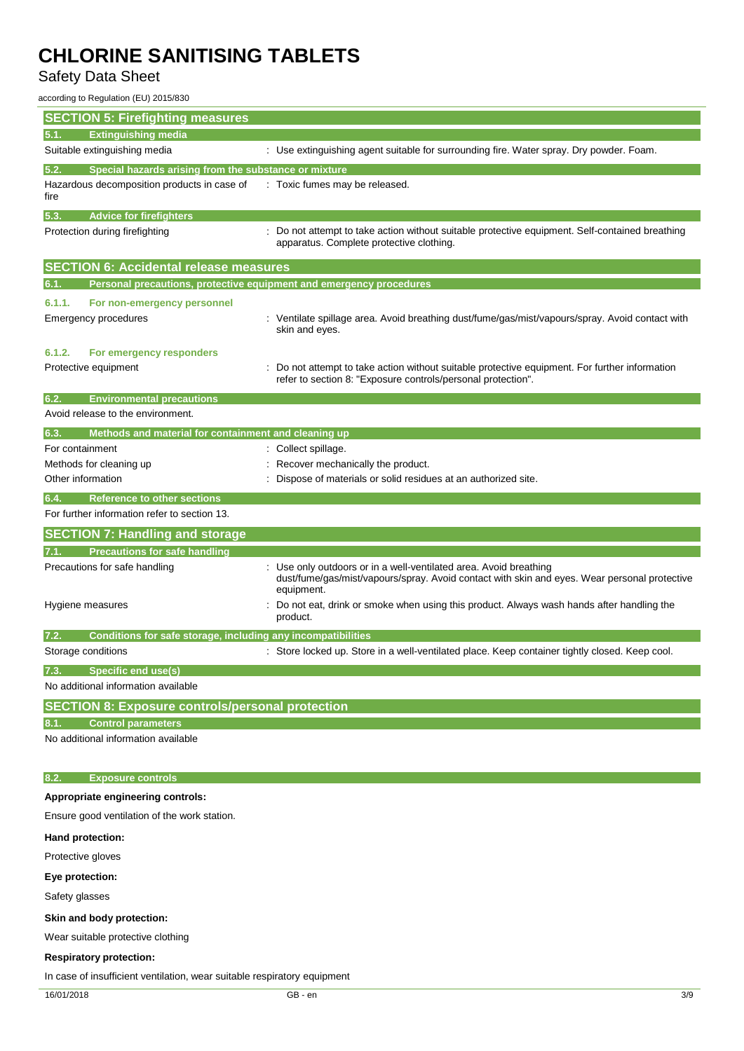## SECTION 5: Firefighting measures

### 5.1. Extinguishing media

| | |
|---|---|
| Suitable extinguishing media | : Use extinguishing agent suitable for surrounding fire. Water spray. Dry powder. Foam. |

### 5.2. Special hazards arising from the substance or mixture

| | |
|---|---|
| Hazardous decomposition products in case of fire | : Toxic fumes may be released. |

### 5.3. Advice for firefighters

| | |
|---|---|
| Protection during firefighting | : Do not attempt to take action without suitable protective equipment. Self-contained breathing apparatus. Complete protective clothing. |

## SECTION 6: Accidental release measures

### 6.1. Personal precautions, protective equipment and emergency procedures

#### 6.1.1. For non-emergency personnel

| | |
|---|---|
| Emergency procedures | : Ventilate spillage area. Avoid breathing dust/fume/gas/mist/vapours/spray. Avoid contact with skin and eyes. |

#### 6.1.2. For emergency responders

| | |
|---|---|
| Protective equipment | : Do not attempt to take action without suitable protective equipment. For further information refer to section 8: "Exposure controls/personal protection". |

### 6.2. Environmental precautions

Avoid release to the environment.

### 6.3. Methods and material for containment and cleaning up

| | |
|---|---|
| For containment | : Collect spillage. |
| Methods for cleaning up | : Recover mechanically the product. |
| Other information | : Dispose of materials or solid residues at an authorized site. |

### 6.4. Reference to other sections

For further information refer to section 13.

## SECTION 7: Handling and storage

### 7.1. Precautions for safe handling

| | |
|---|---|
| Precautions for safe handling | : Use only outdoors or in a well-ventilated area. Avoid breathing dust/fume/gas/mist/vapours/spray. Avoid contact with skin and eyes. Wear personal protective equipment. |
| Hygiene measures | : Do not eat, drink or smoke when using this product. Always wash hands after handling the product. |

### 7.2. Conditions for safe storage, including any incompatibilities

| | |
|---|---|
| Storage conditions | : Store locked up. Store in a well-ventilated place. Keep container tightly closed. Keep cool. |

### 7.3. Specific end use(s)

No additional information available

## SECTION 8: Exposure controls/personal protection

### 8.1. Control parameters

No additional information available

### 8.2. Exposure controls

**Appropriate engineering controls:**

Ensure good ventilation of the work station.

**Hand protection:**

Protective gloves

**Eye protection:**

Safety glasses

**Skin and body protection:**

Wear suitable protective clothing

**Respiratory protection:**

In case of insufficient ventilation, wear suitable respiratory equipment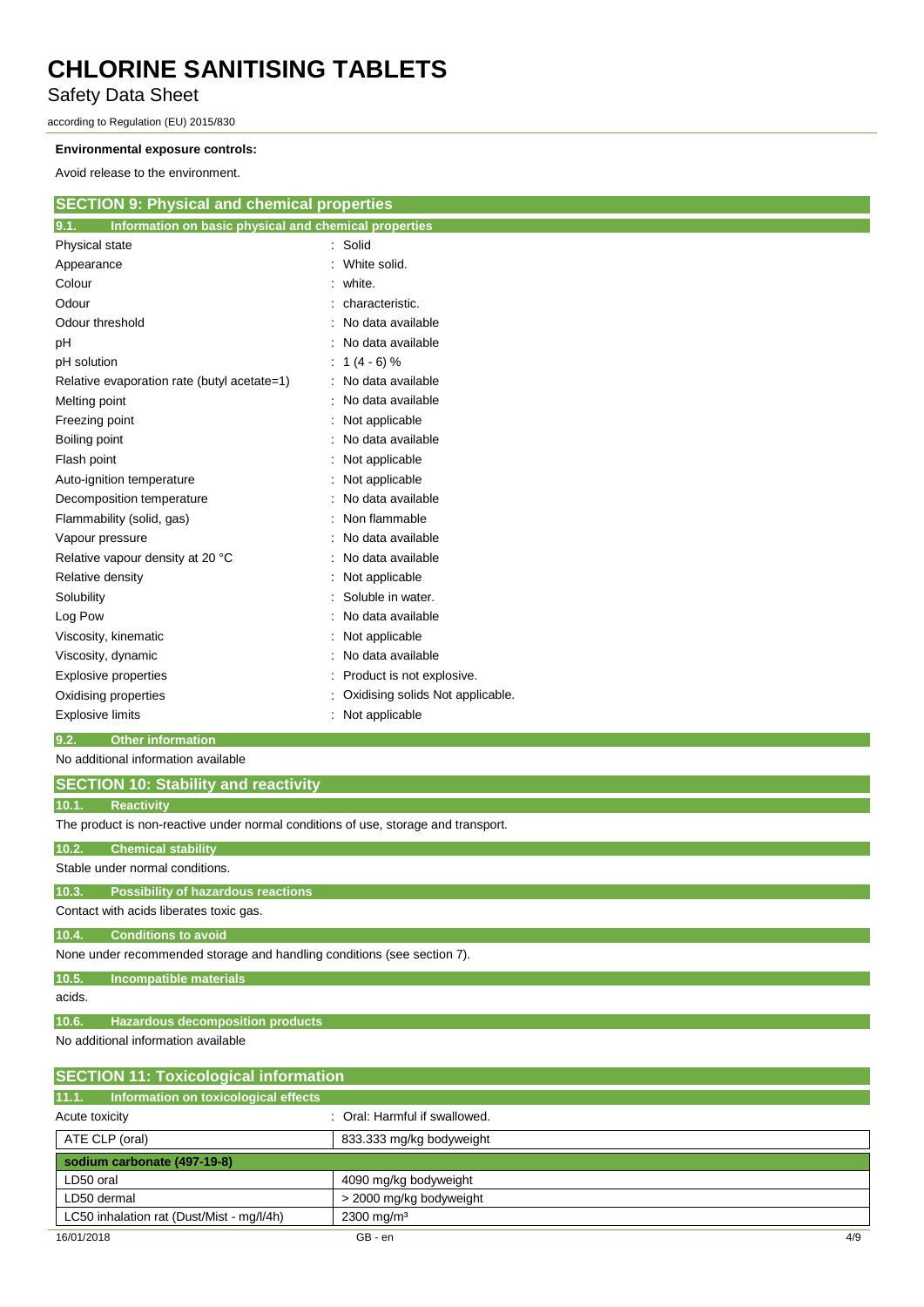**Environmental exposure controls:**

Avoid release to the environment.

## SECTION 9: Physical and chemical properties

### 9.1. Information on basic physical and chemical properties

| | |
|---|---|
| Physical state | : Solid |
| Appearance | : White solid. |
| Colour | : white. |
| Odour | : characteristic. |
| Odour threshold | : No data available |
| pH | : No data available |
| pH solution | : 1 (4 - 6) % |
| Relative evaporation rate (butyl acetate=1) | : No data available |
| Melting point | : No data available |
| Freezing point | : Not applicable |
| Boiling point | : No data available |
| Flash point | : Not applicable |
| Auto-ignition temperature | : Not applicable |
| Decomposition temperature | : No data available |
| Flammability (solid, gas) | : Non flammable |
| Vapour pressure | : No data available |
| Relative vapour density at 20 °C | : No data available |
| Relative density | : Not applicable |
| Solubility | : Soluble in water. |
| Log Pow | : No data available |
| Viscosity, kinematic | : Not applicable |
| Viscosity, dynamic | : No data available |
| Explosive properties | : Product is not explosive. |
| Oxidising properties | : Oxidising solids Not applicable. |
| Explosive limits | : Not applicable |

### 9.2. Other information

No additional information available

## SECTION 10: Stability and reactivity

### 10.1. Reactivity

The product is non-reactive under normal conditions of use, storage and transport.

### 10.2. Chemical stability

Stable under normal conditions.

### 10.3. Possibility of hazardous reactions

Contact with acids liberates toxic gas.

### 10.4. Conditions to avoid

None under recommended storage and handling conditions (see section 7).

### 10.5. Incompatible materials

acids.

### 10.6. Hazardous decomposition products

No additional information available

## SECTION 11: Toxicological information

### 11.1. Information on toxicological effects

Acute toxicity : Oral: Harmful if swallowed.

| ATE CLP (oral) | 833.333 mg/kg bodyweight |
|---|---|
| **sodium carbonate (497-19-8)** | |
| LD50 oral | 4090 mg/kg bodyweight |
| LD50 dermal | > 2000 mg/kg bodyweight |
| LC50 inhalation rat (Dust/Mist - mg/l/4h) | 2300 mg/m³ |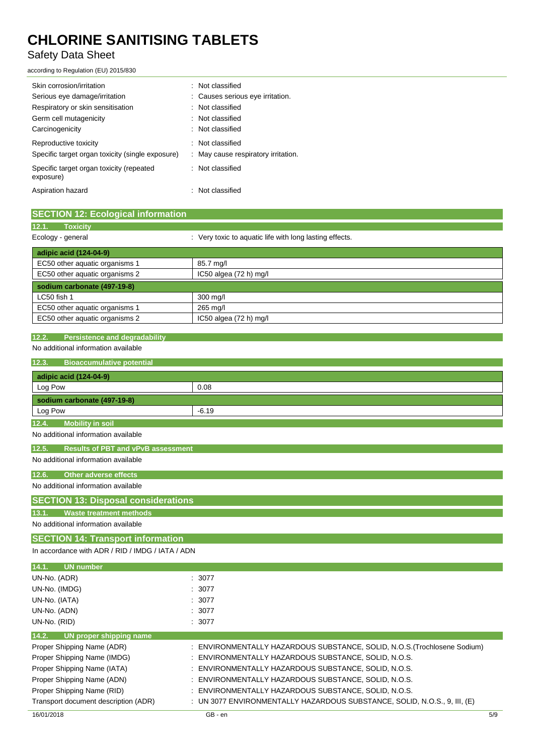| | |
|---|---|
| Skin corrosion/irritation | : Not classified |
| Serious eye damage/irritation | : Causes serious eye irritation. |
| Respiratory or skin sensitisation | : Not classified |
| Germ cell mutagenicity | : Not classified |
| Carcinogenicity | : Not classified |
| Reproductive toxicity | : Not classified |
| Specific target organ toxicity (single exposure) | : May cause respiratory irritation. |
| Specific target organ toxicity (repeated exposure) | : Not classified |
| Aspiration hazard | : Not classified |

## SECTION 12: Ecological information

### 12.1. Toxicity

Ecology - general : Very toxic to aquatic life with long lasting effects.

| adipic acid (124-04-9) | |
|---|---|
| EC50 other aquatic organisms 1 | 85.7 mg/l |
| EC50 other aquatic organisms 2 | IC50 algea (72 h) mg/l |
| **sodium carbonate (497-19-8)** | |
| LC50 fish 1 | 300 mg/l |
| EC50 other aquatic organisms 1 | 265 mg/l |
| EC50 other aquatic organisms 2 | IC50 algea (72 h) mg/l |

### 12.2. Persistence and degradability

No additional information available

### 12.3. Bioaccumulative potential

| adipic acid (124-04-9) | |
|---|---|
| Log Pow | 0.08 |
| **sodium carbonate (497-19-8)** | |
| Log Pow | -6.19 |

### 12.4. Mobility in soil

No additional information available

### 12.5. Results of PBT and vPvB assessment

No additional information available

### 12.6. Other adverse effects

No additional information available

## SECTION 13: Disposal considerations

### 13.1. Waste treatment methods

No additional information available

## SECTION 14: Transport information

In accordance with ADR / RID / IMDG / IATA / ADN

### 14.1. UN number

| | |
|---|---|
| UN-No. (ADR) | : 3077 |
| UN-No. (IMDG) | : 3077 |
| UN-No. (IATA) | : 3077 |
| UN-No. (ADN) | : 3077 |
| UN-No. (RID) | : 3077 |

### 14.2. UN proper shipping name

| | |
|---|---|
| Proper Shipping Name (ADR) | : ENVIRONMENTALLY HAZARDOUS SUBSTANCE, SOLID, N.O.S.(Trochlosene Sodium) |
| Proper Shipping Name (IMDG) | : ENVIRONMENTALLY HAZARDOUS SUBSTANCE, SOLID, N.O.S. |
| Proper Shipping Name (IATA) | : ENVIRONMENTALLY HAZARDOUS SUBSTANCE, SOLID, N.O.S. |
| Proper Shipping Name (ADN) | : ENVIRONMENTALLY HAZARDOUS SUBSTANCE, SOLID, N.O.S. |
| Proper Shipping Name (RID) | : ENVIRONMENTALLY HAZARDOUS SUBSTANCE, SOLID, N.O.S. |
| Transport document description (ADR) | : UN 3077 ENVIRONMENTALLY HAZARDOUS SUBSTANCE, SOLID, N.O.S., 9, III, (E) |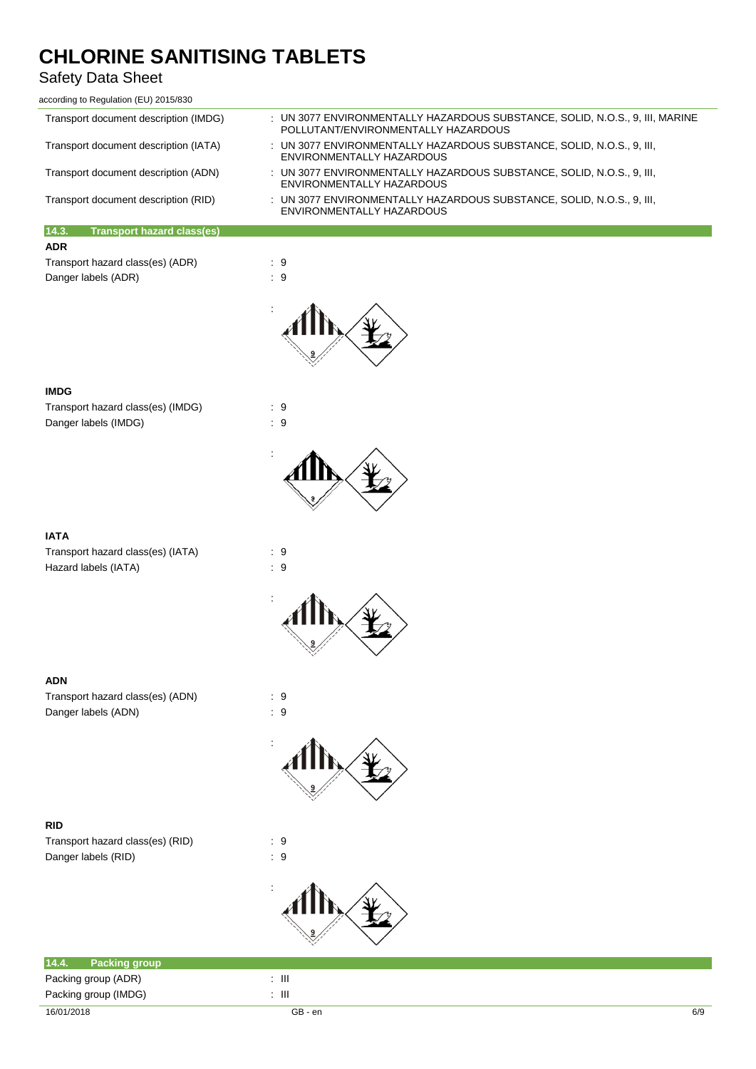| | |
|---|---|
| Transport document description (IMDG) | : UN 3077 ENVIRONMENTALLY HAZARDOUS SUBSTANCE, SOLID, N.O.S., 9, III, MARINE POLLUTANT/ENVIRONMENTALLY HAZARDOUS |
| Transport document description (IATA) | : UN 3077 ENVIRONMENTALLY HAZARDOUS SUBSTANCE, SOLID, N.O.S., 9, III, ENVIRONMENTALLY HAZARDOUS |
| Transport document description (ADN) | : UN 3077 ENVIRONMENTALLY HAZARDOUS SUBSTANCE, SOLID, N.O.S., 9, III, ENVIRONMENTALLY HAZARDOUS |
| Transport document description (RID) | : UN 3077 ENVIRONMENTALLY HAZARDOUS SUBSTANCE, SOLID, N.O.S., 9, III, ENVIRONMENTALLY HAZARDOUS |

## 14.3. Transport hazard class(es)

**ADR**

| | |
|---|---|
| Transport hazard class(es) (ADR) | : 9 |
| Danger labels (ADR) | : 9 |
| | : |

**IMDG**

| | |
|---|---|
| Transport hazard class(es) (IMDG) | : 9 |
| Danger labels (IMDG) | : 9 |
| | : |

**IATA**

| | |
|---|---|
| Transport hazard class(es) (IATA) | : 9 |
| Hazard labels (IATA) | : 9 |
| | : |

**ADN**

| | |
|---|---|
| Transport hazard class(es) (ADN) | : 9 |
| Danger labels (ADN) | : 9 |
| | : |

**RID**

| | |
|---|---|
| Transport hazard class(es) (RID) | : 9 |
| Danger labels (RID) | : 9 |
| | : |

## 14.4. Packing group

| | |
|---|---|
| Packing group (ADR) | : III |
| Packing group (IMDG) | : III |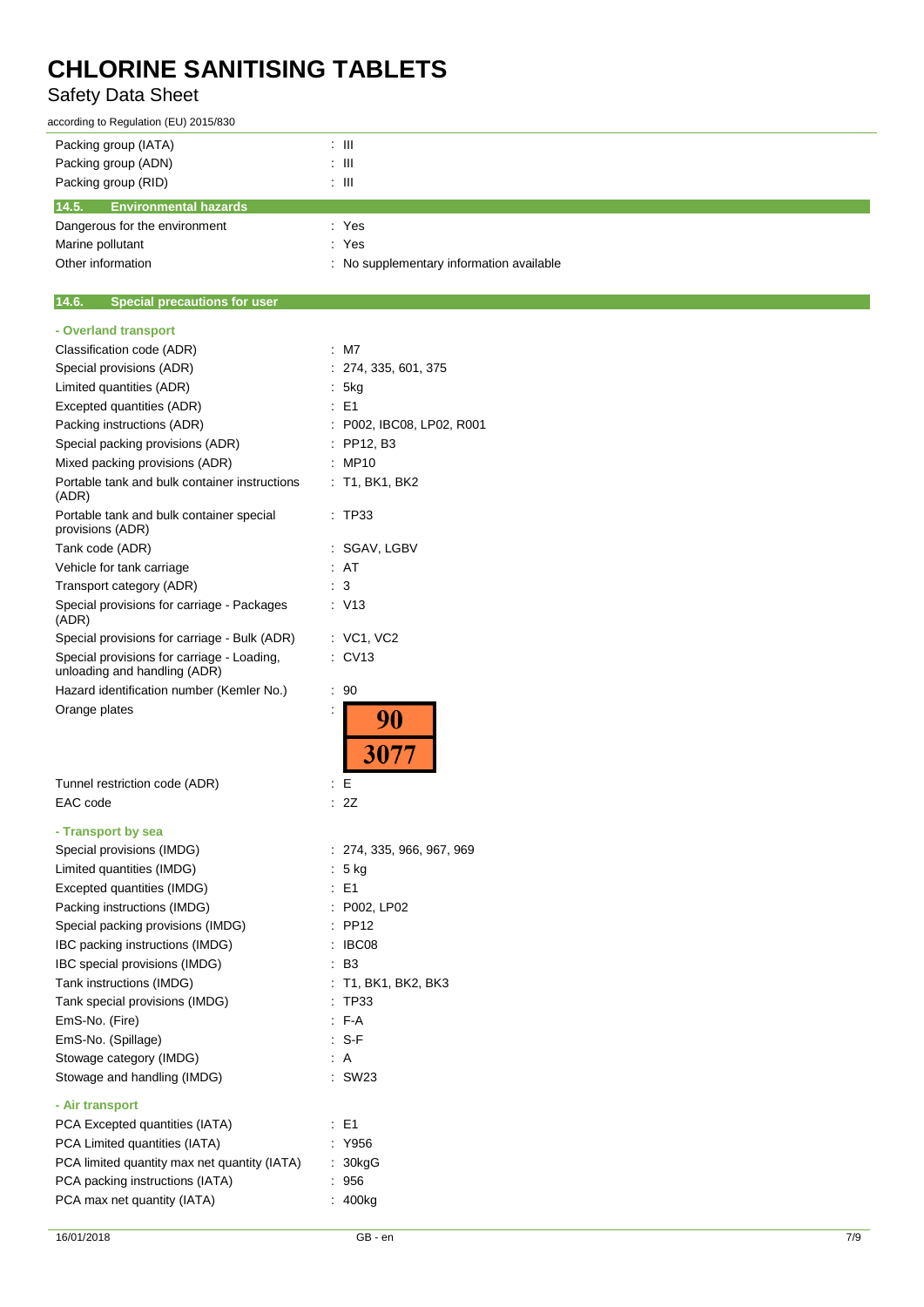| | |
|---|---|
| Packing group (IATA) | : III |
| Packing group (ADN) | : III |
| Packing group (RID) | : III |

## 14.5. Environmental hazards

| | |
|---|---|
| Dangerous for the environment | : Yes |
| Marine pollutant | : Yes |
| Other information | : No supplementary information available |

## 14.6. Special precautions for user

**- Overland transport**

| | |
|---|---|
| Classification code (ADR) | : M7 |
| Special provisions (ADR) | : 274, 335, 601, 375 |
| Limited quantities (ADR) | : 5kg |
| Excepted quantities (ADR) | : E1 |
| Packing instructions (ADR) | : P002, IBC08, LP02, R001 |
| Special packing provisions (ADR) | : PP12, B3 |
| Mixed packing provisions (ADR) | : MP10 |
| Portable tank and bulk container instructions (ADR) | : T1, BK1, BK2 |
| Portable tank and bulk container special provisions (ADR) | : TP33 |
| Tank code (ADR) | : SGAV, LGBV |
| Vehicle for tank carriage | : AT |
| Transport category (ADR) | : 3 |
| Special provisions for carriage - Packages (ADR) | : V13 |
| Special provisions for carriage - Bulk (ADR) | : VC1, VC2 |
| Special provisions for carriage - Loading, unloading and handling (ADR) | : CV13 |
| Hazard identification number (Kemler No.) | : 90 |
| Orange plates | : 90 / 3077 |
| Tunnel restriction code (ADR) | : E |
| EAC code | : 2Z |

**- Transport by sea**

| | |
|---|---|
| Special provisions (IMDG) | : 274, 335, 966, 967, 969 |
| Limited quantities (IMDG) | : 5 kg |
| Excepted quantities (IMDG) | : E1 |
| Packing instructions (IMDG) | : P002, LP02 |
| Special packing provisions (IMDG) | : PP12 |
| IBC packing instructions (IMDG) | : IBC08 |
| IBC special provisions (IMDG) | : B3 |
| Tank instructions (IMDG) | : T1, BK1, BK2, BK3 |
| Tank special provisions (IMDG) | : TP33 |
| EmS-No. (Fire) | : F-A |
| EmS-No. (Spillage) | : S-F |
| Stowage category (IMDG) | : A |
| Stowage and handling (IMDG) | : SW23 |

**- Air transport**

| | |
|---|---|
| PCA Excepted quantities (IATA) | : E1 |
| PCA Limited quantities (IATA) | : Y956 |
| PCA limited quantity max net quantity (IATA) | : 30kgG |
| PCA packing instructions (IATA) | : 956 |
| PCA max net quantity (IATA) | : 400kg |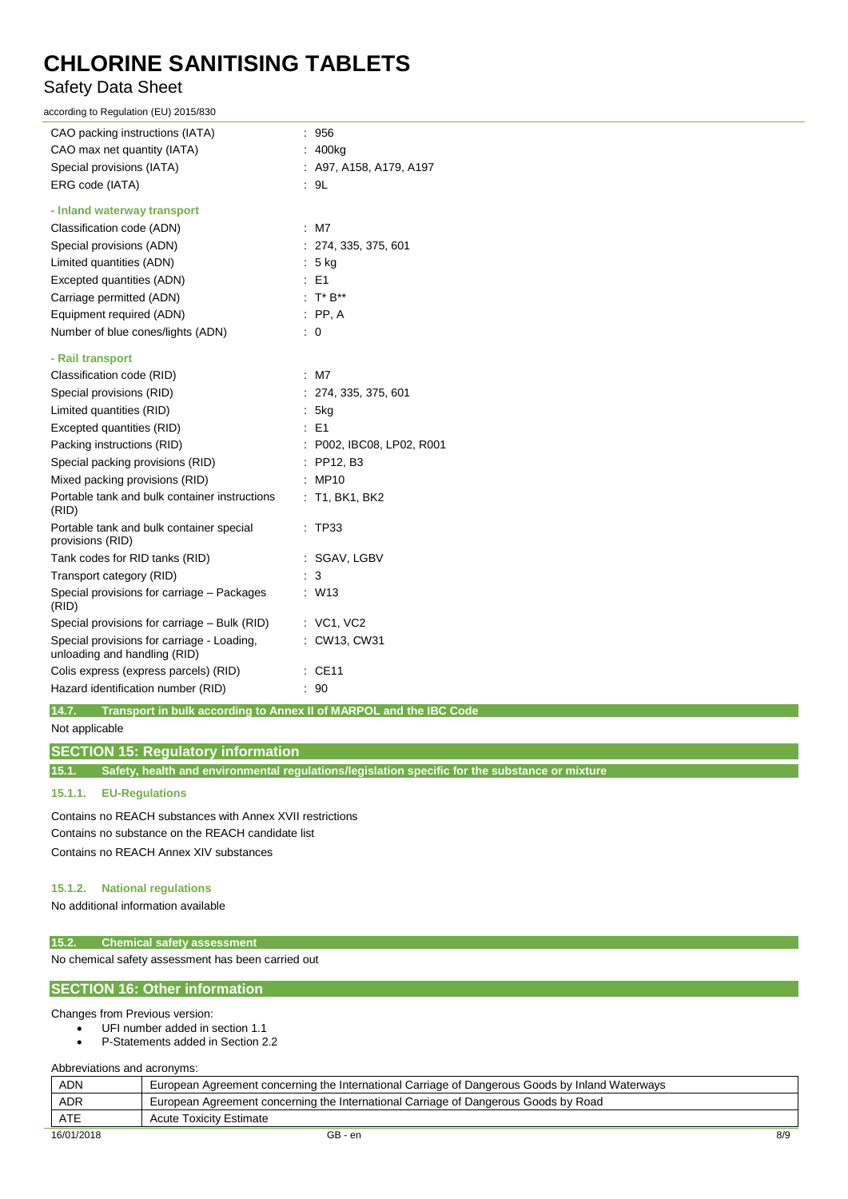| | |
|---|---|
| CAO packing instructions (IATA) | : 956 |
| CAO max net quantity (IATA) | : 400kg |
| Special provisions (IATA) | : A97, A158, A179, A197 |
| ERG code (IATA) | : 9L |

**- Inland waterway transport**

| | |
|---|---|
| Classification code (ADN) | : M7 |
| Special provisions (ADN) | : 274, 335, 375, 601 |
| Limited quantities (ADN) | : 5 kg |
| Excepted quantities (ADN) | : E1 |
| Carriage permitted (ADN) | : T* B** |
| Equipment required (ADN) | : PP, A |
| Number of blue cones/lights (ADN) | : 0 |

**- Rail transport**

| | |
|---|---|
| Classification code (RID) | : M7 |
| Special provisions (RID) | : 274, 335, 375, 601 |
| Limited quantities (RID) | : 5kg |
| Excepted quantities (RID) | : E1 |
| Packing instructions (RID) | : P002, IBC08, LP02, R001 |
| Special packing provisions (RID) | : PP12, B3 |
| Mixed packing provisions (RID) | : MP10 |
| Portable tank and bulk container instructions (RID) | : T1, BK1, BK2 |
| Portable tank and bulk container special provisions (RID) | : TP33 |
| Tank codes for RID tanks (RID) | : SGAV, LGBV |
| Transport category (RID) | : 3 |
| Special provisions for carriage – Packages (RID) | : W13 |
| Special provisions for carriage – Bulk (RID) | : VC1, VC2 |
| Special provisions for carriage - Loading, unloading and handling (RID) | : CW13, CW31 |
| Colis express (express parcels) (RID) | : CE11 |
| Hazard identification number (RID) | : 90 |

### 14.7. Transport in bulk according to Annex II of MARPOL and the IBC Code

Not applicable

## SECTION 15: Regulatory information

### 15.1. Safety, health and environmental regulations/legislation specific for the substance or mixture

#### 15.1.1. EU-Regulations

Contains no REACH substances with Annex XVII restrictions

Contains no substance on the REACH candidate list

Contains no REACH Annex XIV substances

#### 15.1.2. National regulations

No additional information available

### 15.2. Chemical safety assessment

No chemical safety assessment has been carried out

## SECTION 16: Other information

Changes from Previous version:

- UFI number added in section 1.1
- P-Statements added in Section 2.2

Abbreviations and acronyms:

| | |
|---|---|
| ADN | European Agreement concerning the International Carriage of Dangerous Goods by Inland Waterways |
| ADR | European Agreement concerning the International Carriage of Dangerous Goods by Road |
| ATE | Acute Toxicity Estimate |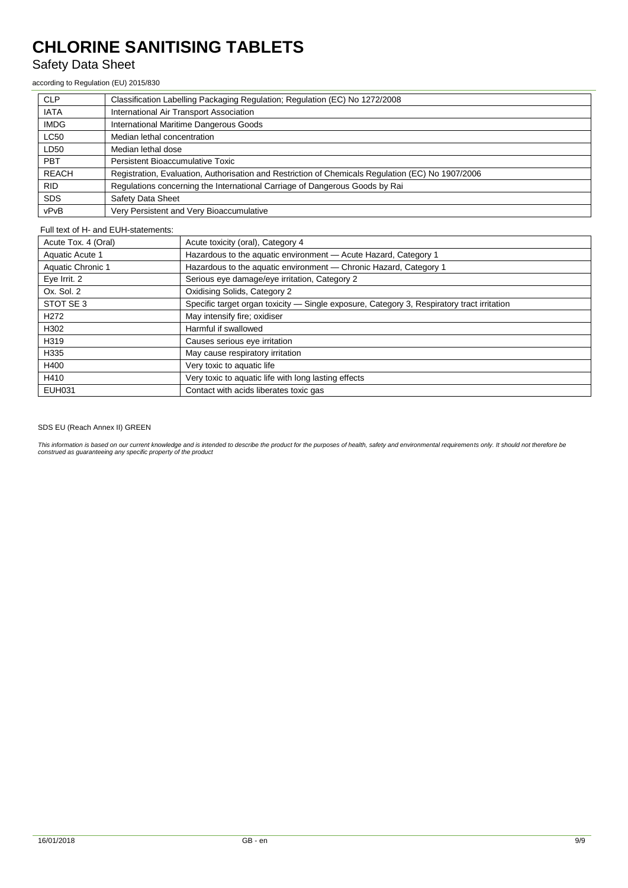| | |
|---|---|
| CLP | Classification Labelling Packaging Regulation; Regulation (EC) No 1272/2008 |
| IATA | International Air Transport Association |
| IMDG | International Maritime Dangerous Goods |
| LC50 | Median lethal concentration |
| LD50 | Median lethal dose |
| PBT | Persistent Bioaccumulative Toxic |
| REACH | Registration, Evaluation, Authorisation and Restriction of Chemicals Regulation (EC) No 1907/2006 |
| RID | Regulations concerning the International Carriage of Dangerous Goods by Rai |
| SDS | Safety Data Sheet |
| vPvB | Very Persistent and Very Bioaccumulative |

Full text of H- and EUH-statements:

| | |
|---|---|
| Acute Tox. 4 (Oral) | Acute toxicity (oral), Category 4 |
| Aquatic Acute 1 | Hazardous to the aquatic environment — Acute Hazard, Category 1 |
| Aquatic Chronic 1 | Hazardous to the aquatic environment — Chronic Hazard, Category 1 |
| Eye Irrit. 2 | Serious eye damage/eye irritation, Category 2 |
| Ox. Sol. 2 | Oxidising Solids, Category 2 |
| STOT SE 3 | Specific target organ toxicity — Single exposure, Category 3, Respiratory tract irritation |
| H272 | May intensify fire; oxidiser |
| H302 | Harmful if swallowed |
| H319 | Causes serious eye irritation |
| H335 | May cause respiratory irritation |
| H400 | Very toxic to aquatic life |
| H410 | Very toxic to aquatic life with long lasting effects |
| EUH031 | Contact with acids liberates toxic gas |

SDS EU (Reach Annex II) GREEN

*This information is based on our current knowledge and is intended to describe the product for the purposes of health, safety and environmental requirements only. It should not therefore be construed as guaranteeing any specific property of the product*